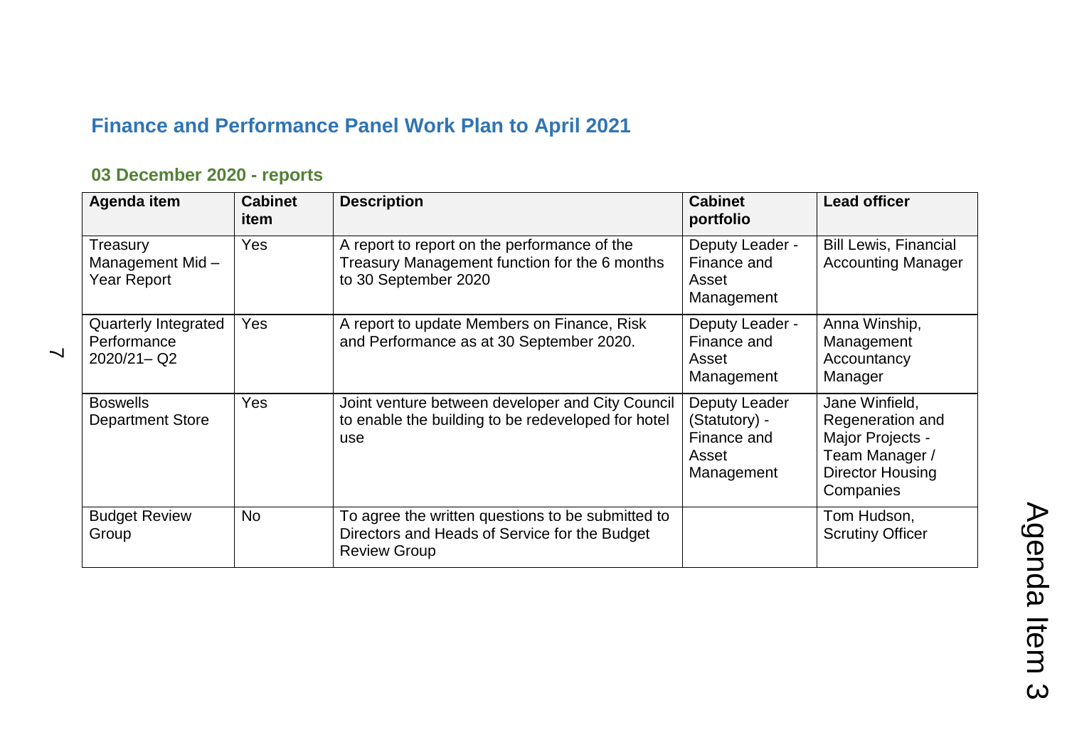## Finance and Performance Panel Work Plan to April 2021

### 03 December 2020 - reports

| Agenda item | Cabinet item | Description | Cabinet portfolio | Lead officer |
|---|---|---|---|---|
| Treasury Management Mid – Year Report | Yes | A report to report on the performance of the Treasury Management function for the 6 months to 30 September 2020 | Deputy Leader - Finance and Asset Management | Bill Lewis, Financial Accounting Manager |
| Quarterly Integrated Performance 2020/21– Q2 | Yes | A report to update Members on Finance, Risk and Performance as at 30 September 2020. | Deputy Leader - Finance and Asset Management | Anna Winship, Management Accountancy Manager |
| Boswells Department Store | Yes | Joint venture between developer and City Council to enable the building to be redeveloped for hotel use | Deputy Leader (Statutory) - Finance and Asset Management | Jane Winfield, Regeneration and Major Projects - Team Manager / Director Housing Companies |
| Budget Review Group | No | To agree the written questions to be submitted to Directors and Heads of Service for the Budget Review Group | | Tom Hudson, Scrutiny Officer |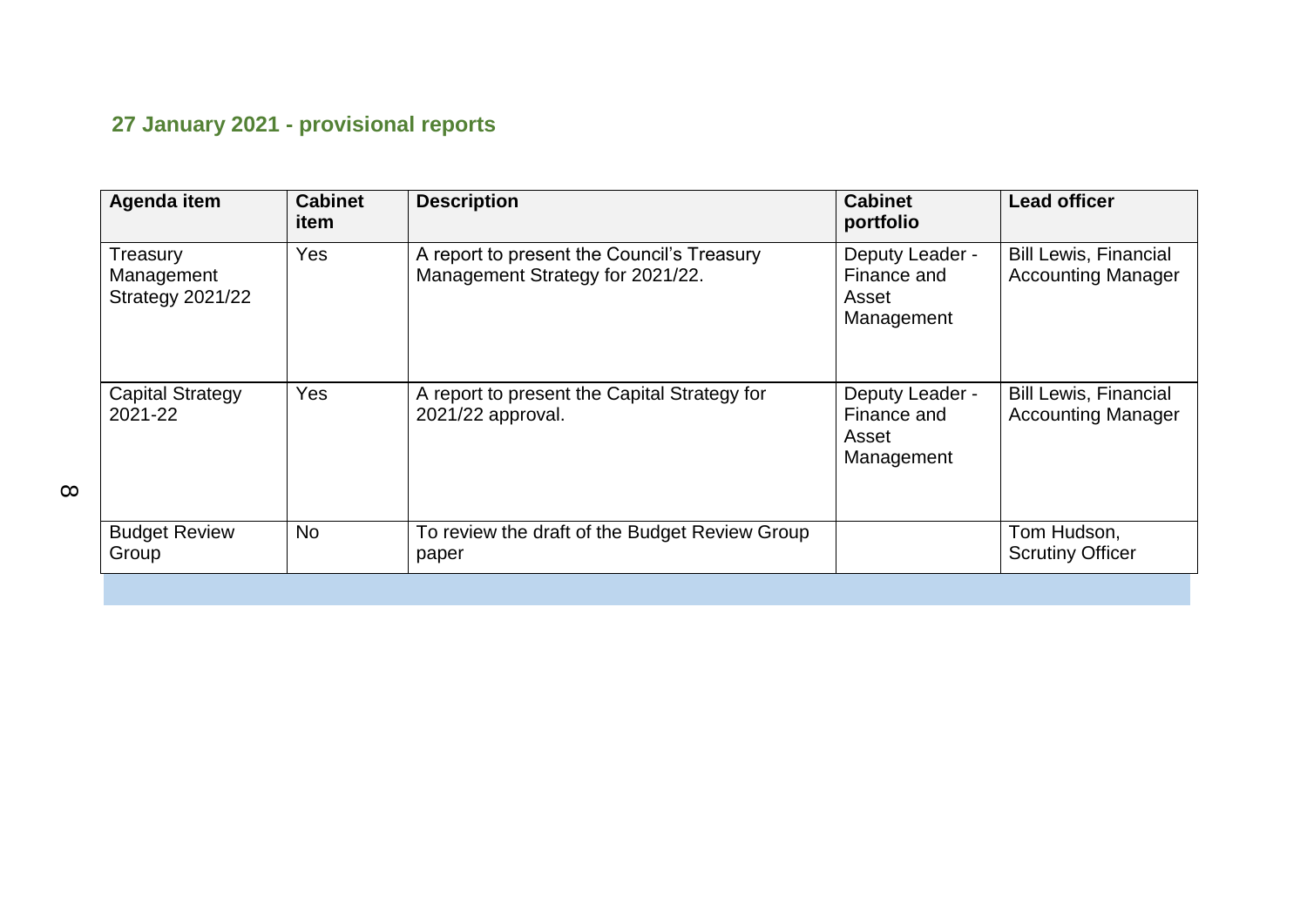## 27 January 2021 - provisional reports

| Agenda item | Cabinet item | Description | Cabinet portfolio | Lead officer |
|---|---|---|---|---|
| Treasury Management Strategy 2021/22 | Yes | A report to present the Council's Treasury Management Strategy for 2021/22. | Deputy Leader - Finance and Asset Management | Bill Lewis, Financial Accounting Manager |
| Capital Strategy 2021-22 | Yes | A report to present the Capital Strategy for 2021/22 approval. | Deputy Leader - Finance and Asset Management | Bill Lewis, Financial Accounting Manager |
| Budget Review Group | No | To review the draft of the Budget Review Group paper | | Tom Hudson, Scrutiny Officer |